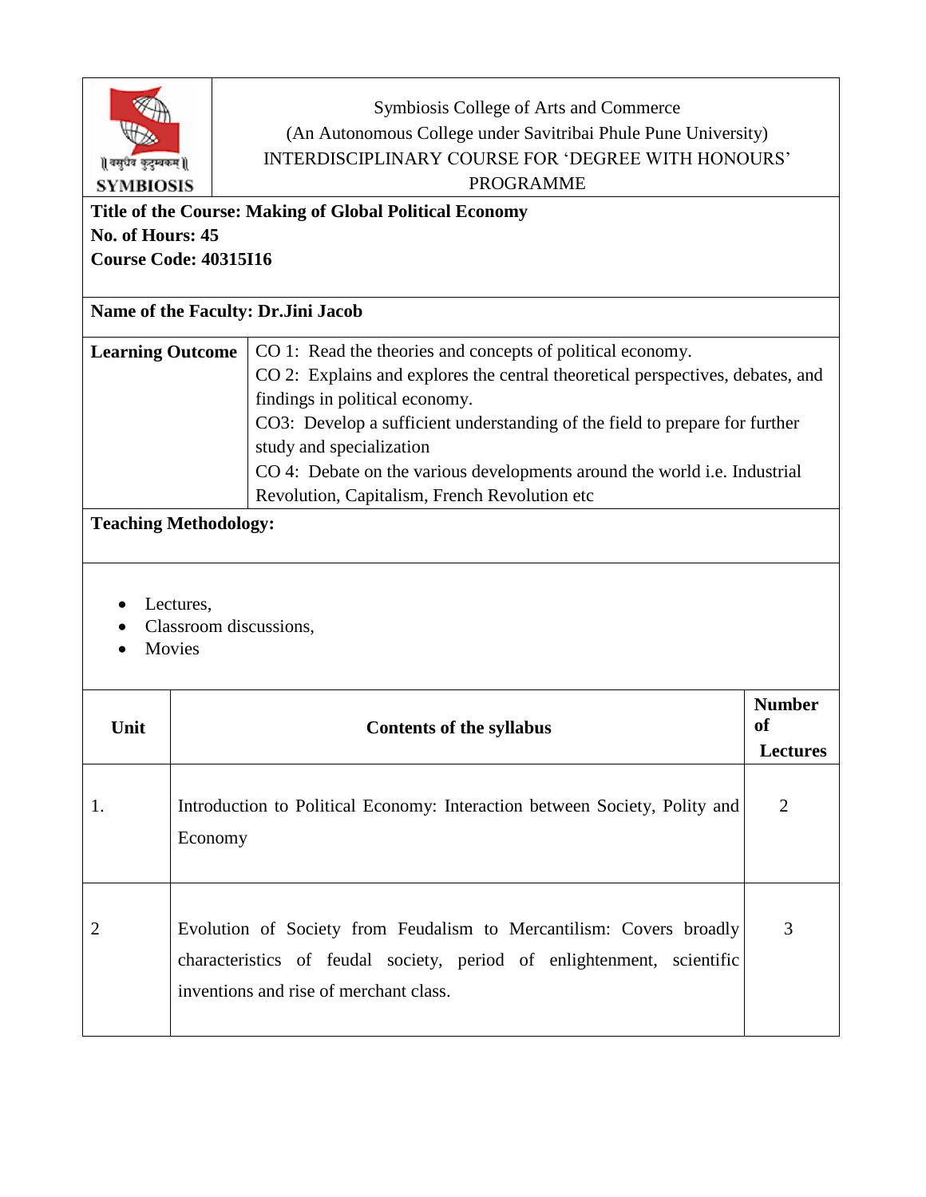Symbiosis College of Arts and Commerce
(An Autonomous College under Savitribai Phule Pune University)
INTERDISCIPLINARY COURSE FOR 'DEGREE WITH HONOURS' PROGRAMME

॥ वसुधैव कुटुम्बकम् ॥
SYMBIOSIS

**Title of the Course: Making of Global Political Economy**
**No. of Hours: 45**
**Course Code: 40315I16**

**Name of the Faculty: Dr.Jini Jacob**

| **Learning Outcome** | CO 1: Read the theories and concepts of political economy.<br>CO 2: Explains and explores the central theoretical perspectives, debates, and findings in political economy.<br>CO3: Develop a sufficient understanding of the field to prepare for further study and specialization<br>CO 4: Debate on the various developments around the world i.e. Industrial Revolution, Capitalism, French Revolution etc |
|---|---|

**Teaching Methodology:**

- Lectures,
- Classroom discussions,
- Movies

| Unit | Contents of the syllabus | Number of Lectures |
|---|---|---|
| 1. | Introduction to Political Economy: Interaction between Society, Polity and Economy | 2 |
| 2 | Evolution of Society from Feudalism to Mercantilism: Covers broadly characteristics of feudal society, period of enlightenment, scientific inventions and rise of merchant class. | 3 |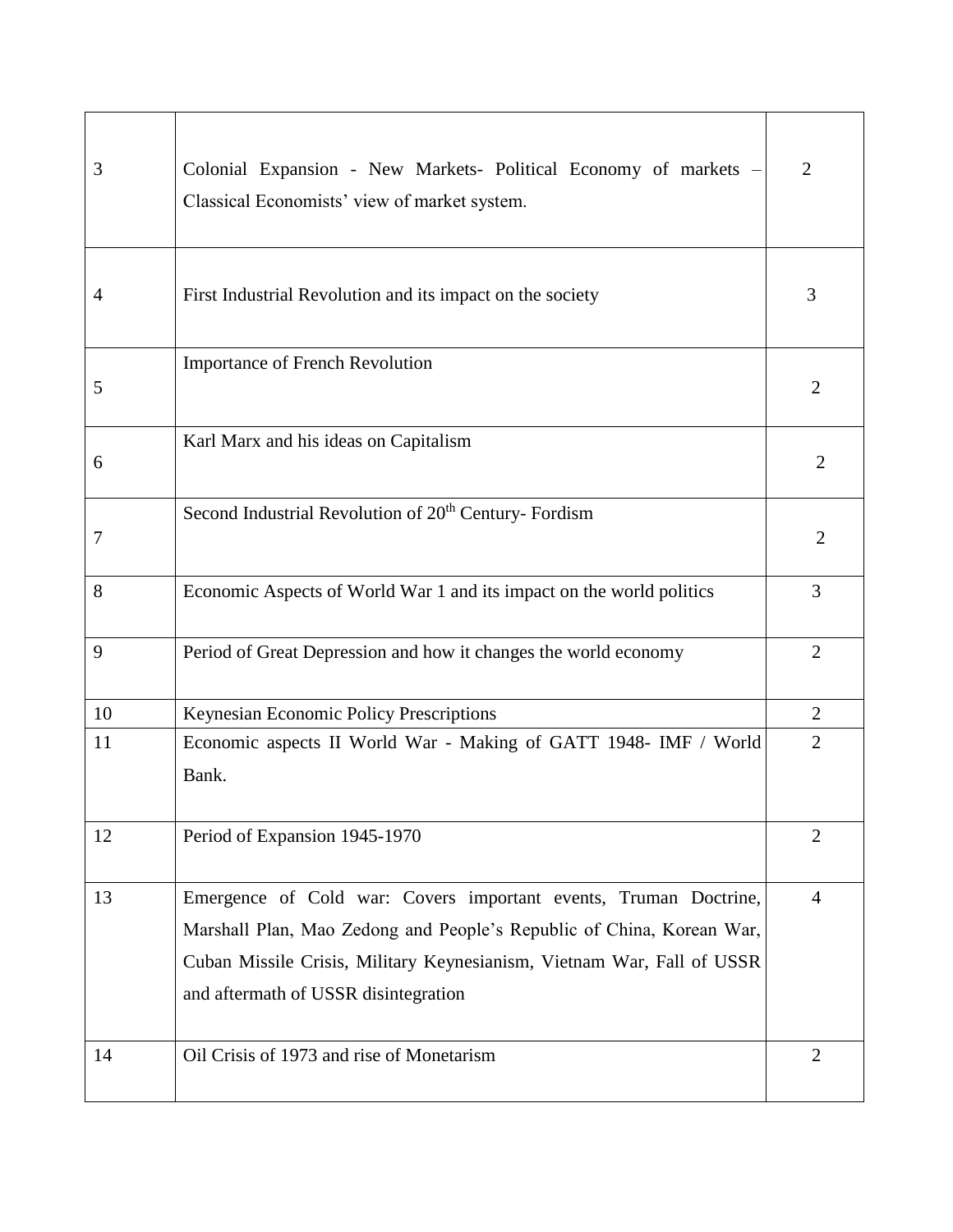| | | |
|---|---|---|
| 3 | Colonial Expansion - New Markets- Political Economy of markets – Classical Economists' view of market system. | 2 |
| 4 | First Industrial Revolution and its impact on the society | 3 |
| 5 | Importance of French Revolution | 2 |
| 6 | Karl Marx and his ideas on Capitalism | 2 |
| 7 | Second Industrial Revolution of 20th Century- Fordism | 2 |
| 8 | Economic Aspects of World War 1 and its impact on the world politics | 3 |
| 9 | Period of Great Depression and how it changes the world economy | 2 |
| 10 | Keynesian Economic Policy Prescriptions | 2 |
| 11 | Economic aspects II World War - Making of GATT 1948- IMF / World Bank. | 2 |
| 12 | Period of Expansion 1945-1970 | 2 |
| 13 | Emergence of Cold war: Covers important events, Truman Doctrine, Marshall Plan, Mao Zedong and People's Republic of China, Korean War, Cuban Missile Crisis, Military Keynesianism, Vietnam War, Fall of USSR and aftermath of USSR disintegration | 4 |
| 14 | Oil Crisis of 1973 and rise of Monetarism | 2 |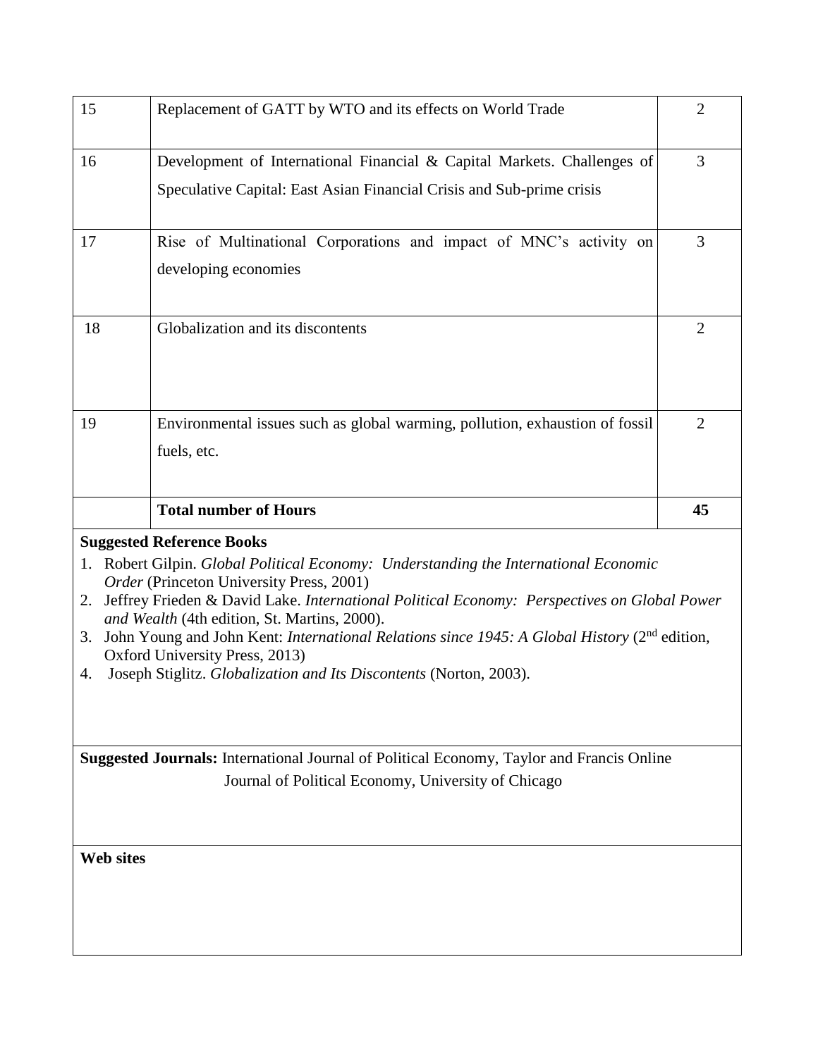| | | |
|---|---|---|
| 15 | Replacement of GATT by WTO and its effects on World Trade | 2 |
| 16 | Development of International Financial & Capital Markets. Challenges of Speculative Capital: East Asian Financial Crisis and Sub-prime crisis | 3 |
| 17 | Rise of Multinational Corporations and impact of MNC's activity on developing economies | 3 |
| 18 | Globalization and its discontents | 2 |
| 19 | Environmental issues such as global warming, pollution, exhaustion of fossil fuels, etc. | 2 |
| | **Total number of Hours** | **45** |

**Suggested Reference Books**

1. Robert Gilpin. *Global Political Economy: Understanding the International Economic Order* (Princeton University Press, 2001)
2. Jeffrey Frieden & David Lake. *International Political Economy: Perspectives on Global Power and Wealth* (4th edition, St. Martins, 2000).
3. John Young and John Kent: *International Relations since 1945: A Global History* (2nd edition, Oxford University Press, 2013)
4. Joseph Stiglitz. *Globalization and Its Discontents* (Norton, 2003).

**Suggested Journals:** International Journal of Political Economy, Taylor and Francis Online
Journal of Political Economy, University of Chicago

**Web sites**